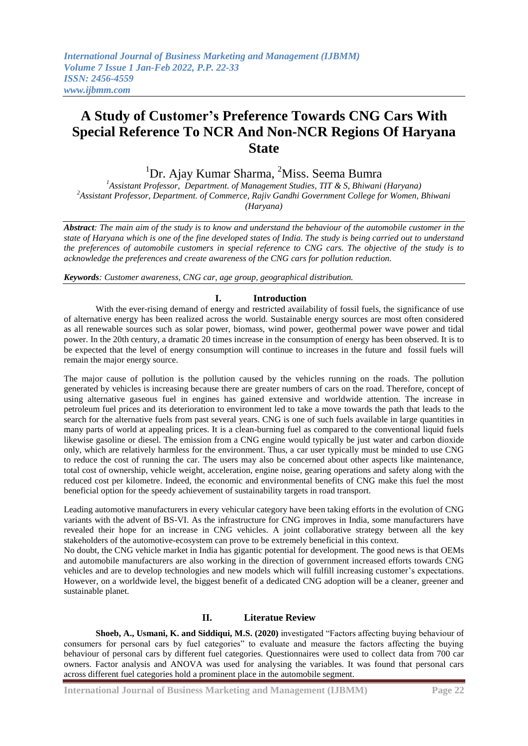# A Study of Customer's Preference Towards CNG Cars With Special Reference To NCR And Non-NCR Regions Of Haryana State

[1]Dr. Ajay Kumar Sharma, [2]Miss. Seema Bumra

[1]*Assistant Professor, Department. of Management Studies, TIT & S, Bhiwani (Haryana)*
[2]*Assistant Professor, Department. of Commerce, Rajiv Gandhi Government College for Women, Bhiwani (Haryana)*

***Abstract**: The main aim of the study is to know and understand the behaviour of the automobile customer in the state of Haryana which is one of the fine developed states of India. The study is being carried out to understand the preferences of automobile customers in special reference to CNG cars. The objective of the study is to acknowledge the preferences and create awareness of the CNG cars for pollution reduction.*

***Keywords**: Customer awareness, CNG car, age group, geographical distribution.*

## I. Introduction

With the ever-rising demand of energy and restricted availability of fossil fuels, the significance of use of alternative energy has been realized across the world. Sustainable energy sources are most often considered as all renewable sources such as solar power, biomass, wind power, geothermal power wave power and tidal power. In the 20th century, a dramatic 20 times increase in the consumption of energy has been observed. It is to be expected that the level of energy consumption will continue to increases in the future and fossil fuels will remain the major energy source.

The major cause of pollution is the pollution caused by the vehicles running on the roads. The pollution generated by vehicles is increasing because there are greater numbers of cars on the road. Therefore, concept of using alternative gaseous fuel in engines has gained extensive and worldwide attention. The increase in petroleum fuel prices and its deterioration to environment led to take a move towards the path that leads to the search for the alternative fuels from past several years. CNG is one of such fuels available in large quantities in many parts of world at appealing prices. It is a clean-burning fuel as compared to the conventional liquid fuels likewise gasoline or diesel. The emission from a CNG engine would typically be just water and carbon dioxide only, which are relatively harmless for the environment. Thus, a car user typically must be minded to use CNG to reduce the cost of running the car. The users may also be concerned about other aspects like maintenance, total cost of ownership, vehicle weight, acceleration, engine noise, gearing operations and safety along with the reduced cost per kilometre. Indeed, the economic and environmental benefits of CNG make this fuel the most beneficial option for the speedy achievement of sustainability targets in road transport.

Leading automotive manufacturers in every vehicular category have been taking efforts in the evolution of CNG variants with the advent of BS-VI. As the infrastructure for CNG improves in India, some manufacturers have revealed their hope for an increase in CNG vehicles. A joint collaborative strategy between all the key stakeholders of the automotive-ecosystem can prove to be extremely beneficial in this context.

No doubt, the CNG vehicle market in India has gigantic potential for development. The good news is that OEMs and automobile manufacturers are also working in the direction of government increased efforts towards CNG vehicles and are to develop technologies and new models which will fulfill increasing customer's expectations. However, on a worldwide level, the biggest benefit of a dedicated CNG adoption will be a cleaner, greener and sustainable planet.

## II. Literatue Review

**Shoeb, A., Usmani, K. and Siddiqui, M.S. (2020)** investigated "Factors affecting buying behaviour of consumers for personal cars by fuel categories" to evaluate and measure the factors affecting the buying behaviour of personal cars by different fuel categories. Questionnaires were used to collect data from 700 car owners. Factor analysis and ANOVA was used for analysing the variables. It was found that personal cars across different fuel categories hold a prominent place in the automobile segment.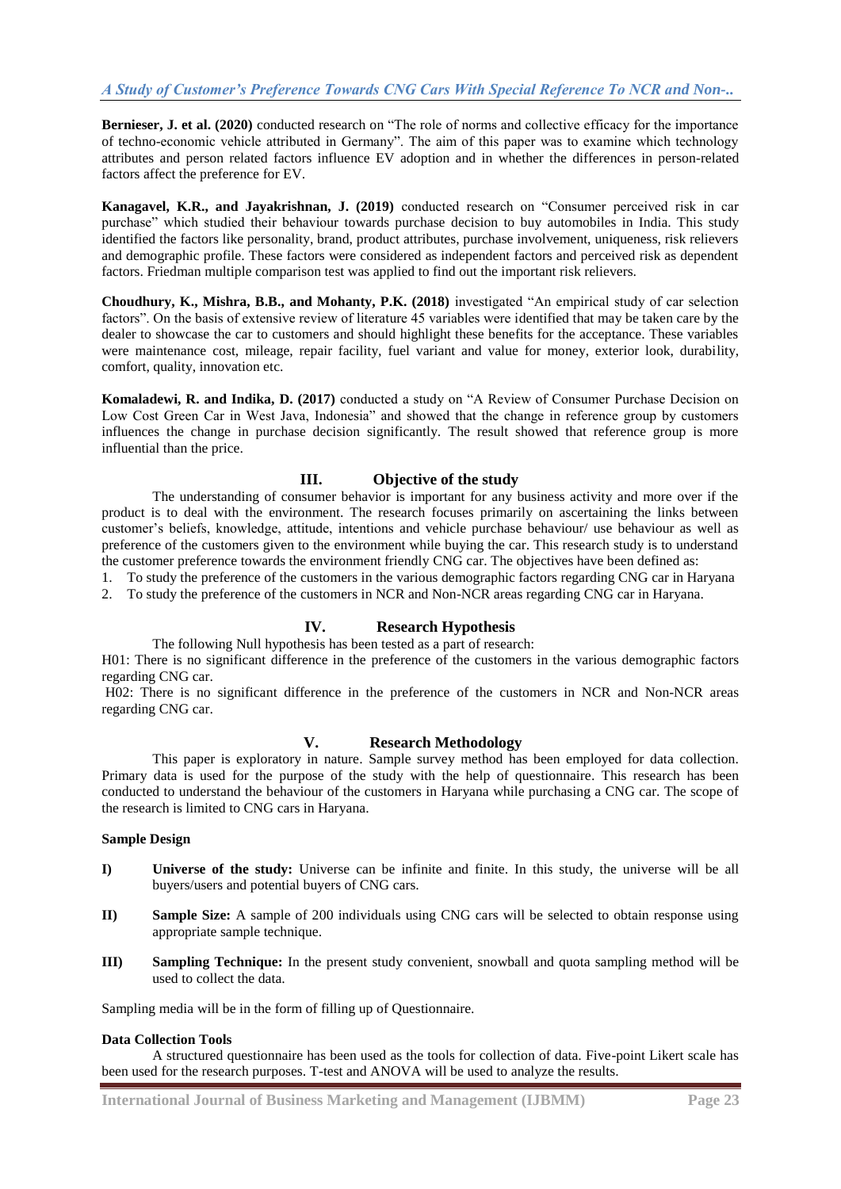**Bernieser, J. et al. (2020)** conducted research on "The role of norms and collective efficacy for the importance of techno-economic vehicle attributed in Germany". The aim of this paper was to examine which technology attributes and person related factors influence EV adoption and in whether the differences in person-related factors affect the preference for EV.

**Kanagavel, K.R., and Jayakrishnan, J. (2019)** conducted research on "Consumer perceived risk in car purchase" which studied their behaviour towards purchase decision to buy automobiles in India. This study identified the factors like personality, brand, product attributes, purchase involvement, uniqueness, risk relievers and demographic profile. These factors were considered as independent factors and perceived risk as dependent factors. Friedman multiple comparison test was applied to find out the important risk relievers.

**Choudhury, K., Mishra, B.B., and Mohanty, P.K. (2018)** investigated "An empirical study of car selection factors". On the basis of extensive review of literature 45 variables were identified that may be taken care by the dealer to showcase the car to customers and should highlight these benefits for the acceptance. These variables were maintenance cost, mileage, repair facility, fuel variant and value for money, exterior look, durability, comfort, quality, innovation etc.

**Komaladewi, R. and Indika, D. (2017)** conducted a study on "A Review of Consumer Purchase Decision on Low Cost Green Car in West Java, Indonesia" and showed that the change in reference group by customers influences the change in purchase decision significantly. The result showed that reference group is more influential than the price.

## III. Objective of the study

The understanding of consumer behavior is important for any business activity and more over if the product is to deal with the environment. The research focuses primarily on ascertaining the links between customer's beliefs, knowledge, attitude, intentions and vehicle purchase behaviour/ use behaviour as well as preference of the customers given to the environment while buying the car. This research study is to understand the customer preference towards the environment friendly CNG car. The objectives have been defined as:

1. To study the preference of the customers in the various demographic factors regarding CNG car in Haryana
2. To study the preference of the customers in NCR and Non-NCR areas regarding CNG car in Haryana.

## IV. Research Hypothesis

The following Null hypothesis has been tested as a part of research:

H01: There is no significant difference in the preference of the customers in the various demographic factors regarding CNG car.

H02: There is no significant difference in the preference of the customers in NCR and Non-NCR areas regarding CNG car.

## V. Research Methodology

This paper is exploratory in nature. Sample survey method has been employed for data collection. Primary data is used for the purpose of the study with the help of questionnaire. This research has been conducted to understand the behaviour of the customers in Haryana while purchasing a CNG car. The scope of the research is limited to CNG cars in Haryana.

### Sample Design

- **I) Universe of the study:** Universe can be infinite and finite. In this study, the universe will be all buyers/users and potential buyers of CNG cars.
- **II) Sample Size:** A sample of 200 individuals using CNG cars will be selected to obtain response using appropriate sample technique.
- **III) Sampling Technique:** In the present study convenient, snowball and quota sampling method will be used to collect the data.

Sampling media will be in the form of filling up of Questionnaire.

### Data Collection Tools

A structured questionnaire has been used as the tools for collection of data. Five-point Likert scale has been used for the research purposes. T-test and ANOVA will be used to analyze the results.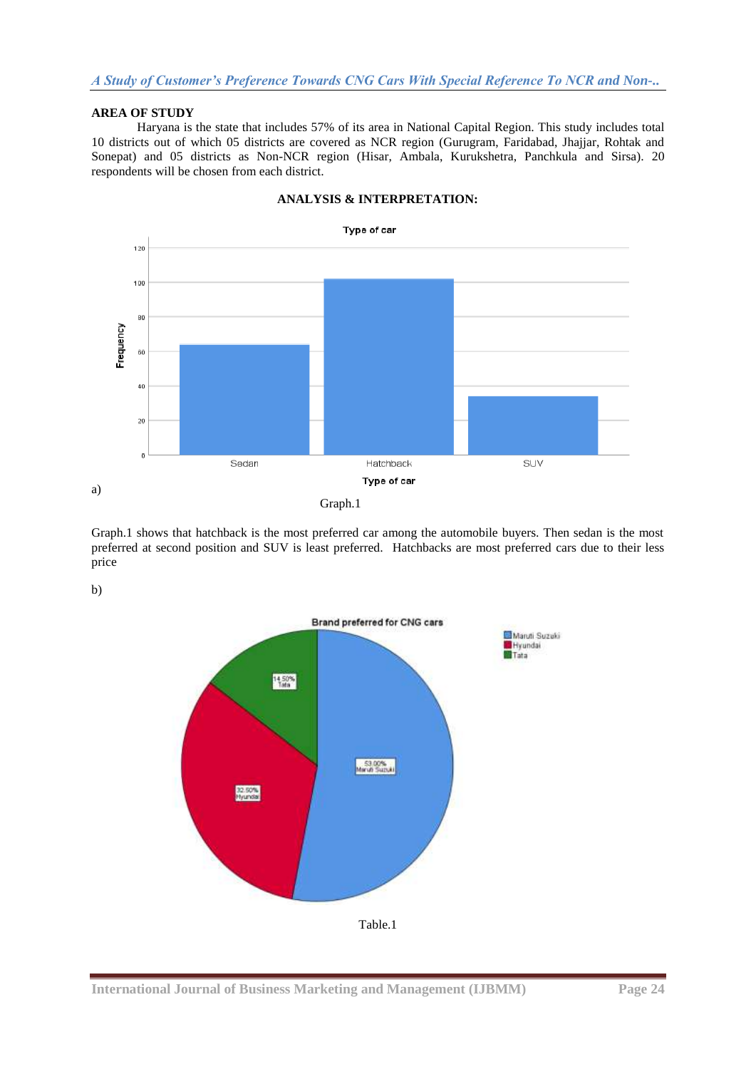## AREA OF STUDY

Haryana is the state that includes 57% of its area in National Capital Region. This study includes total 10 districts out of which 05 districts are covered as NCR region (Gurugram, Faridabad, Jhajjar, Rohtak and Sonepat) and 05 districts as Non-NCR region (Hisar, Ambala, Kurukshetra, Panchkula and Sirsa). 20 respondents will be chosen from each district.

## ANALYSIS & INTERPRETATION:

a)

Type of car

Frequency

120
100
80
60
40
20
0

Sedan
Hatchback
SUV

Type of car

Graph.1

Graph.1 shows that hatchback is the most preferred car among the automobile buyers. Then sedan is the most preferred at second position and SUV is least preferred. Hatchbacks are most preferred cars due to their less price

b)

Brand preferred for CNG cars

Maruti Suzuki
Hyundai
Tata

14.50% Tata
53.00% Maruti Suzuki
32.50% Hyundai

Table.1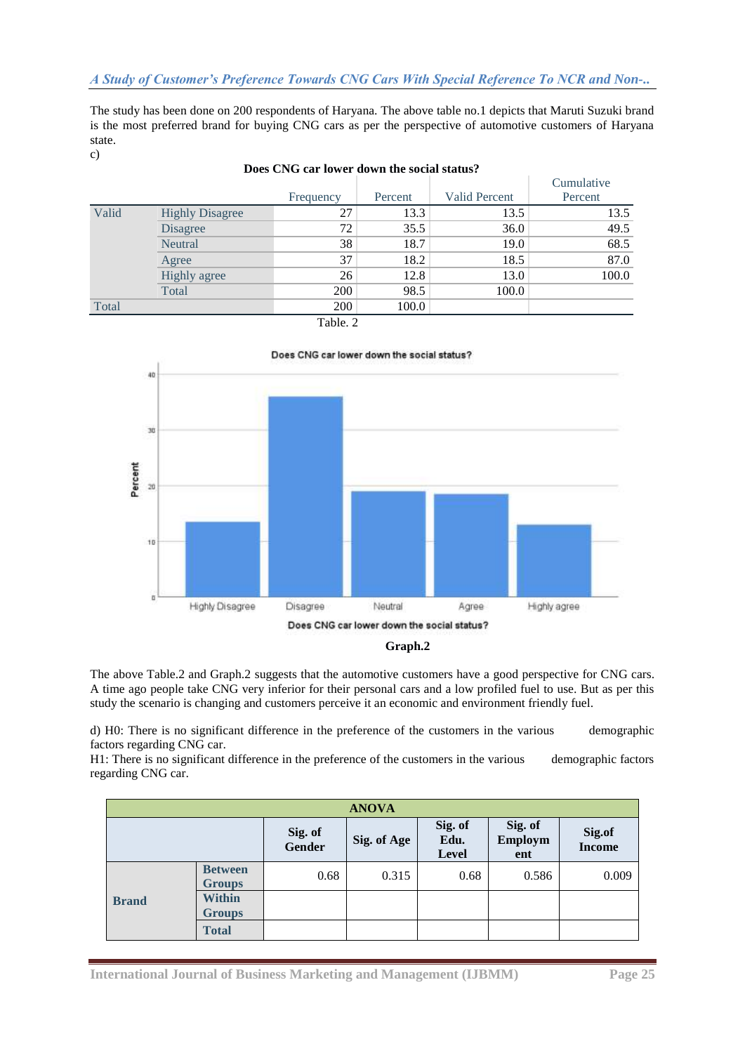The study has been done on 200 respondents of Haryana. The above table no.1 depicts that Maruti Suzuki brand is the most preferred brand for buying CNG cars as per the perspective of automotive customers of Haryana state.

c)

**Does CNG car lower down the social status?**

| | | Frequency | Percent | Valid Percent | Cumulative Percent |
|---|---|---|---|---|---|
| Valid | Highly Disagree | 27 | 13.3 | 13.5 | 13.5 |
| | Disagree | 72 | 35.5 | 36.0 | 49.5 |
| | Neutral | 38 | 18.7 | 19.0 | 68.5 |
| | Agree | 37 | 18.2 | 18.5 | 87.0 |
| | Highly agree | 26 | 12.8 | 13.0 | 100.0 |
| | Total | 200 | 98.5 | 100.0 | |
| Total | | 200 | 100.0 | | |

Table. 2

**Graph.2**

The above Table.2 and Graph.2 suggests that the automotive customers have a good perspective for CNG cars. A time ago people take CNG very inferior for their personal cars and a low profiled fuel to use. But as per this study the scenario is changing and customers perceive it an economic and environment friendly fuel.

d) H0: There is no significant difference in the preference of the customers in the various demographic factors regarding CNG car.

H1: There is no significant difference in the preference of the customers in the various demographic factors regarding CNG car.

| ANOVA | | | | | | |
|---|---|---|---|---|---|---|
| | | **Sig. of Gender** | **Sig. of Age** | **Sig. of Edu. Level** | **Sig. of Employment** | **Sig.of Income** |
| **Brand** | **Between Groups** | 0.68 | 0.315 | 0.68 | 0.586 | 0.009 |
| | **Within Groups** | | | | | |
| | **Total** | | | | | |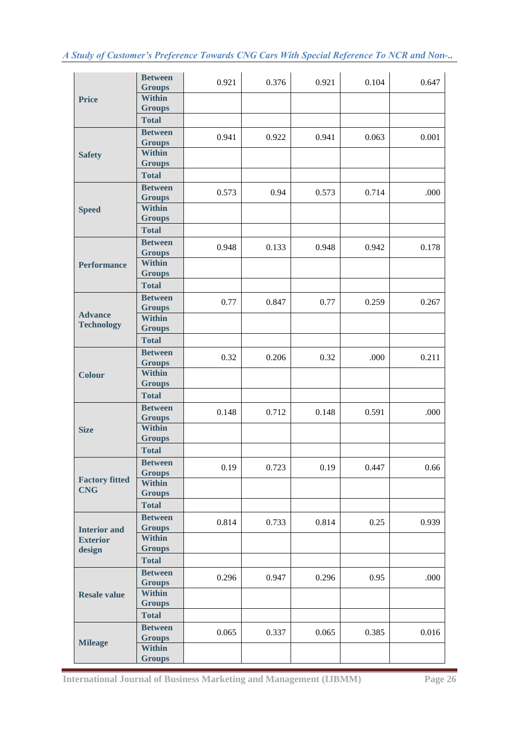| | | | | | | |
|---|---|---|---|---|---|---|
| **Price** | **Between Groups** | 0.921 | 0.376 | 0.921 | 0.104 | 0.647 |
| | **Within Groups** | | | | | |
| | **Total** | | | | | |
| **Safety** | **Between Groups** | 0.941 | 0.922 | 0.941 | 0.063 | 0.001 |
| | **Within Groups** | | | | | |
| | **Total** | | | | | |
| **Speed** | **Between Groups** | 0.573 | 0.94 | 0.573 | 0.714 | .000 |
| | **Within Groups** | | | | | |
| | **Total** | | | | | |
| **Performance** | **Between Groups** | 0.948 | 0.133 | 0.948 | 0.942 | 0.178 |
| | **Within Groups** | | | | | |
| | **Total** | | | | | |
| **Advance Technology** | **Between Groups** | 0.77 | 0.847 | 0.77 | 0.259 | 0.267 |
| | **Within Groups** | | | | | |
| | **Total** | | | | | |
| **Colour** | **Between Groups** | 0.32 | 0.206 | 0.32 | .000 | 0.211 |
| | **Within Groups** | | | | | |
| | **Total** | | | | | |
| **Size** | **Between Groups** | 0.148 | 0.712 | 0.148 | 0.591 | .000 |
| | **Within Groups** | | | | | |
| | **Total** | | | | | |
| **Factory fitted CNG** | **Between Groups** | 0.19 | 0.723 | 0.19 | 0.447 | 0.66 |
| | **Within Groups** | | | | | |
| | **Total** | | | | | |
| **Interior and Exterior design** | **Between Groups** | 0.814 | 0.733 | 0.814 | 0.25 | 0.939 |
| | **Within Groups** | | | | | |
| | **Total** | | | | | |
| **Resale value** | **Between Groups** | 0.296 | 0.947 | 0.296 | 0.95 | .000 |
| | **Within Groups** | | | | | |
| | **Total** | | | | | |
| **Mileage** | **Between Groups** | 0.065 | 0.337 | 0.065 | 0.385 | 0.016 |
| | **Within Groups** | | | | | |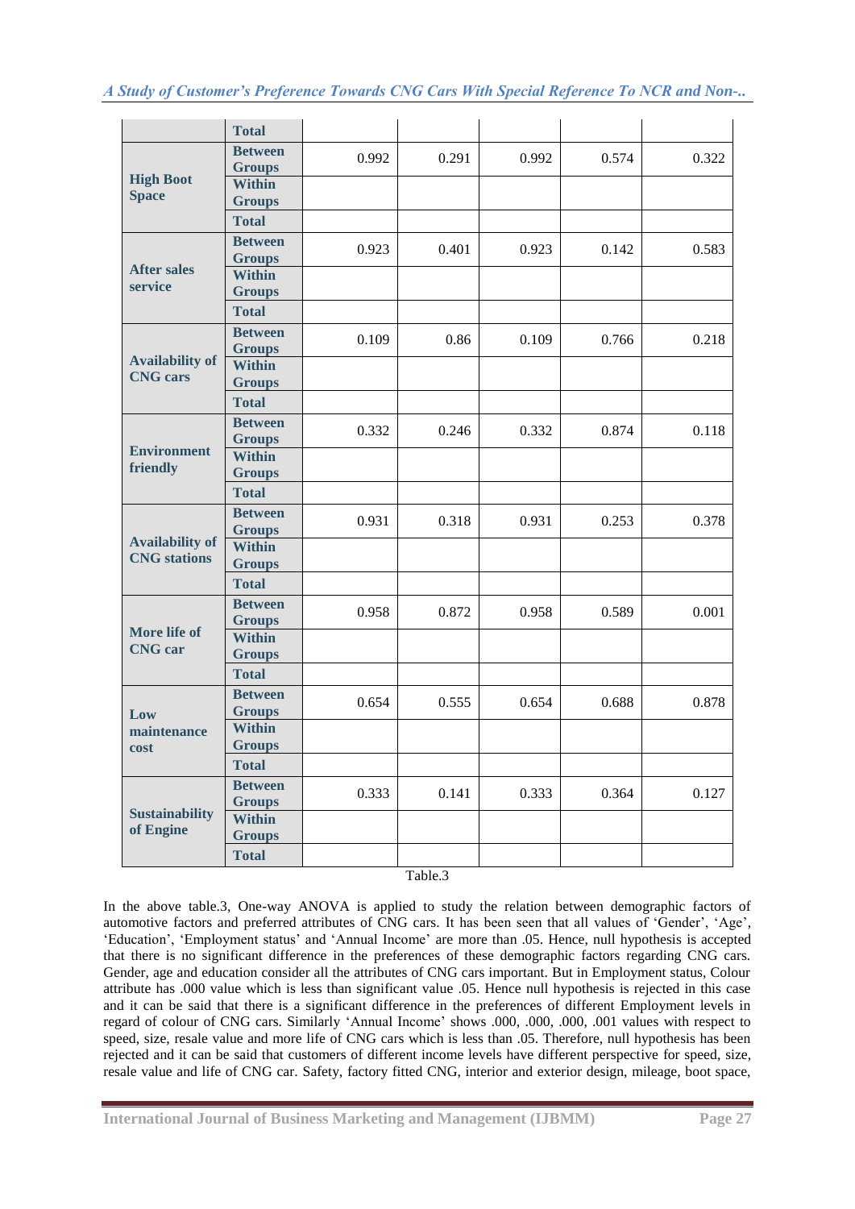| | | | | | | |
|---|---|---|---|---|---|---|
| | **Total** | | | | | |
| **High Boot Space** | **Between Groups** | 0.992 | 0.291 | 0.992 | 0.574 | 0.322 |
| | **Within Groups** | | | | | |
| | **Total** | | | | | |
| **After sales service** | **Between Groups** | 0.923 | 0.401 | 0.923 | 0.142 | 0.583 |
| | **Within Groups** | | | | | |
| | **Total** | | | | | |
| **Availability of CNG cars** | **Between Groups** | 0.109 | 0.86 | 0.109 | 0.766 | 0.218 |
| | **Within Groups** | | | | | |
| | **Total** | | | | | |
| **Environment friendly** | **Between Groups** | 0.332 | 0.246 | 0.332 | 0.874 | 0.118 |
| | **Within Groups** | | | | | |
| | **Total** | | | | | |
| **Availability of CNG stations** | **Between Groups** | 0.931 | 0.318 | 0.931 | 0.253 | 0.378 |
| | **Within Groups** | | | | | |
| | **Total** | | | | | |
| **More life of CNG car** | **Between Groups** | 0.958 | 0.872 | 0.958 | 0.589 | 0.001 |
| | **Within Groups** | | | | | |
| | **Total** | | | | | |
| **Low maintenance cost** | **Between Groups** | 0.654 | 0.555 | 0.654 | 0.688 | 0.878 |
| | **Within Groups** | | | | | |
| | **Total** | | | | | |
| **Sustainability of Engine** | **Between Groups** | 0.333 | 0.141 | 0.333 | 0.364 | 0.127 |
| | **Within Groups** | | | | | |
| | **Total** | | | | | |

Table.3

In the above table.3, One-way ANOVA is applied to study the relation between demographic factors of automotive factors and preferred attributes of CNG cars. It has been seen that all values of 'Gender', 'Age', 'Education', 'Employment status' and 'Annual Income' are more than .05. Hence, null hypothesis is accepted that there is no significant difference in the preferences of these demographic factors regarding CNG cars. Gender, age and education consider all the attributes of CNG cars important. But in Employment status, Colour attribute has .000 value which is less than significant value .05. Hence null hypothesis is rejected in this case and it can be said that there is a significant difference in the preferences of different Employment levels in regard of colour of CNG cars. Similarly 'Annual Income' shows .000, .000, .000, .001 values with respect to speed, size, resale value and more life of CNG cars which is less than .05. Therefore, null hypothesis has been rejected and it can be said that customers of different income levels have different perspective for speed, size, resale value and life of CNG car. Safety, factory fitted CNG, interior and exterior design, mileage, boot space,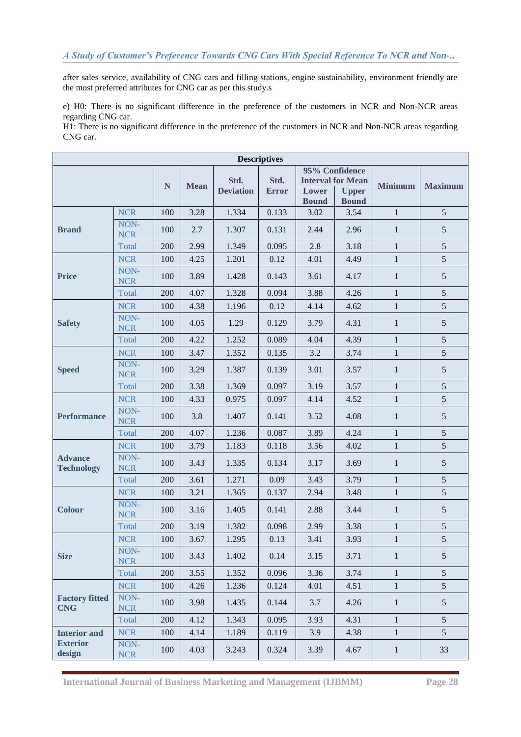after sales service, availability of CNG cars and filling stations, engine sustainability, environment friendly are the most preferred attributes for CNG car as per this study.s

e) H0: There is no significant difference in the preference of the customers in NCR and Non-NCR areas regarding CNG car.
H1: There is no significant difference in the preference of the customers in NCR and Non-NCR areas regarding CNG car.

| Descriptives | | | | | | | | | |
|---|---|---|---|---|---|---|---|---|---|
| | | N | Mean | Std. Deviation | Std. Error | 95% Confidence Interval for Mean | | Minimum | Maximum |
| | | | | | | Lower Bound | Upper Bound | | |
| Brand | NCR | 100 | 3.28 | 1.334 | 0.133 | 3.02 | 3.54 | 1 | 5 |
| | NON-NCR | 100 | 2.7 | 1.307 | 0.131 | 2.44 | 2.96 | 1 | 5 |
| | Total | 200 | 2.99 | 1.349 | 0.095 | 2.8 | 3.18 | 1 | 5 |
| Price | NCR | 100 | 4.25 | 1.201 | 0.12 | 4.01 | 4.49 | 1 | 5 |
| | NON-NCR | 100 | 3.89 | 1.428 | 0.143 | 3.61 | 4.17 | 1 | 5 |
| | Total | 200 | 4.07 | 1.328 | 0.094 | 3.88 | 4.26 | 1 | 5 |
| Safety | NCR | 100 | 4.38 | 1.196 | 0.12 | 4.14 | 4.62 | 1 | 5 |
| | NON-NCR | 100 | 4.05 | 1.29 | 0.129 | 3.79 | 4.31 | 1 | 5 |
| | Total | 200 | 4.22 | 1.252 | 0.089 | 4.04 | 4.39 | 1 | 5 |
| Speed | NCR | 100 | 3.47 | 1.352 | 0.135 | 3.2 | 3.74 | 1 | 5 |
| | NON-NCR | 100 | 3.29 | 1.387 | 0.139 | 3.01 | 3.57 | 1 | 5 |
| | Total | 200 | 3.38 | 1.369 | 0.097 | 3.19 | 3.57 | 1 | 5 |
| Performance | NCR | 100 | 4.33 | 0.975 | 0.097 | 4.14 | 4.52 | 1 | 5 |
| | NON-NCR | 100 | 3.8 | 1.407 | 0.141 | 3.52 | 4.08 | 1 | 5 |
| | Total | 200 | 4.07 | 1.236 | 0.087 | 3.89 | 4.24 | 1 | 5 |
| Advance Technology | NCR | 100 | 3.79 | 1.183 | 0.118 | 3.56 | 4.02 | 1 | 5 |
| | NON-NCR | 100 | 3.43 | 1.335 | 0.134 | 3.17 | 3.69 | 1 | 5 |
| | Total | 200 | 3.61 | 1.271 | 0.09 | 3.43 | 3.79 | 1 | 5 |
| Colour | NCR | 100 | 3.21 | 1.365 | 0.137 | 2.94 | 3.48 | 1 | 5 |
| | NON-NCR | 100 | 3.16 | 1.405 | 0.141 | 2.88 | 3.44 | 1 | 5 |
| | Total | 200 | 3.19 | 1.382 | 0.098 | 2.99 | 3.38 | 1 | 5 |
| Size | NCR | 100 | 3.67 | 1.295 | 0.13 | 3.41 | 3.93 | 1 | 5 |
| | NON-NCR | 100 | 3.43 | 1.402 | 0.14 | 3.15 | 3.71 | 1 | 5 |
| | Total | 200 | 3.55 | 1.352 | 0.096 | 3.36 | 3.74 | 1 | 5 |
| Factory fitted CNG | NCR | 100 | 4.26 | 1.236 | 0.124 | 4.01 | 4.51 | 1 | 5 |
| | NON-NCR | 100 | 3.98 | 1.435 | 0.144 | 3.7 | 4.26 | 1 | 5 |
| | Total | 200 | 4.12 | 1.343 | 0.095 | 3.93 | 4.31 | 1 | 5 |
| Interior and Exterior design | NCR | 100 | 4.14 | 1.189 | 0.119 | 3.9 | 4.38 | 1 | 5 |
| | NON-NCR | 100 | 4.03 | 3.243 | 0.324 | 3.39 | 4.67 | 1 | 33 |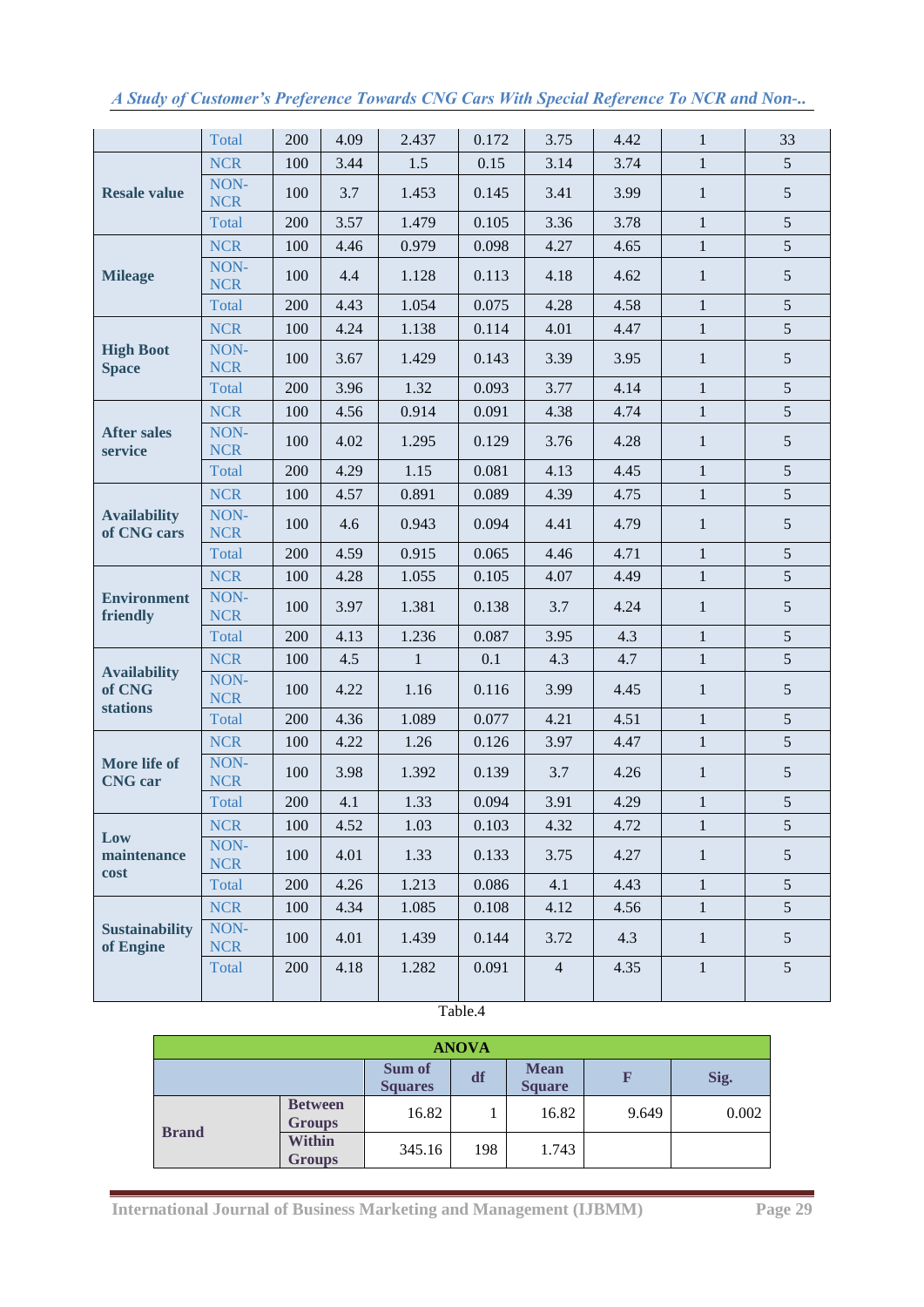|  | Total | 200 | 4.09 | 2.437 | 0.172 | 3.75 | 4.42 | 1 | 33 |
|---|---|---|---|---|---|---|---|---|---|
| **Resale value** | NCR | 100 | 3.44 | 1.5 | 0.15 | 3.14 | 3.74 | 1 | 5 |
|  | NON-NCR | 100 | 3.7 | 1.453 | 0.145 | 3.41 | 3.99 | 1 | 5 |
|  | Total | 200 | 3.57 | 1.479 | 0.105 | 3.36 | 3.78 | 1 | 5 |
| **Mileage** | NCR | 100 | 4.46 | 0.979 | 0.098 | 4.27 | 4.65 | 1 | 5 |
|  | NON-NCR | 100 | 4.4 | 1.128 | 0.113 | 4.18 | 4.62 | 1 | 5 |
|  | Total | 200 | 4.43 | 1.054 | 0.075 | 4.28 | 4.58 | 1 | 5 |
| **High Boot Space** | NCR | 100 | 4.24 | 1.138 | 0.114 | 4.01 | 4.47 | 1 | 5 |
|  | NON-NCR | 100 | 3.67 | 1.429 | 0.143 | 3.39 | 3.95 | 1 | 5 |
|  | Total | 200 | 3.96 | 1.32 | 0.093 | 3.77 | 4.14 | 1 | 5 |
| **After sales service** | NCR | 100 | 4.56 | 0.914 | 0.091 | 4.38 | 4.74 | 1 | 5 |
|  | NON-NCR | 100 | 4.02 | 1.295 | 0.129 | 3.76 | 4.28 | 1 | 5 |
|  | Total | 200 | 4.29 | 1.15 | 0.081 | 4.13 | 4.45 | 1 | 5 |
| **Availability of CNG cars** | NCR | 100 | 4.57 | 0.891 | 0.089 | 4.39 | 4.75 | 1 | 5 |
|  | NON-NCR | 100 | 4.6 | 0.943 | 0.094 | 4.41 | 4.79 | 1 | 5 |
|  | Total | 200 | 4.59 | 0.915 | 0.065 | 4.46 | 4.71 | 1 | 5 |
| **Environment friendly** | NCR | 100 | 4.28 | 1.055 | 0.105 | 4.07 | 4.49 | 1 | 5 |
|  | NON-NCR | 100 | 3.97 | 1.381 | 0.138 | 3.7 | 4.24 | 1 | 5 |
|  | Total | 200 | 4.13 | 1.236 | 0.087 | 3.95 | 4.3 | 1 | 5 |
| **Availability of CNG stations** | NCR | 100 | 4.5 | 1 | 0.1 | 4.3 | 4.7 | 1 | 5 |
|  | NON-NCR | 100 | 4.22 | 1.16 | 0.116 | 3.99 | 4.45 | 1 | 5 |
|  | Total | 200 | 4.36 | 1.089 | 0.077 | 4.21 | 4.51 | 1 | 5 |
| **More life of CNG car** | NCR | 100 | 4.22 | 1.26 | 0.126 | 3.97 | 4.47 | 1 | 5 |
|  | NON-NCR | 100 | 3.98 | 1.392 | 0.139 | 3.7 | 4.26 | 1 | 5 |
|  | Total | 200 | 4.1 | 1.33 | 0.094 | 3.91 | 4.29 | 1 | 5 |
| **Low maintenance cost** | NCR | 100 | 4.52 | 1.03 | 0.103 | 4.32 | 4.72 | 1 | 5 |
|  | NON-NCR | 100 | 4.01 | 1.33 | 0.133 | 3.75 | 4.27 | 1 | 5 |
|  | Total | 200 | 4.26 | 1.213 | 0.086 | 4.1 | 4.43 | 1 | 5 |
| **Sustainability of Engine** | NCR | 100 | 4.34 | 1.085 | 0.108 | 4.12 | 4.56 | 1 | 5 |
|  | NON-NCR | 100 | 4.01 | 1.439 | 0.144 | 3.72 | 4.3 | 1 | 5 |
|  | Total | 200 | 4.18 | 1.282 | 0.091 | 4 | 4.35 | 1 | 5 |

Table.4

| ANOVA | | | | | | |
|---|---|---|---|---|---|---|
|  |  | Sum of Squares | df | Mean Square | F | Sig. |
| **Brand** | **Between Groups** | 16.82 | 1 | 16.82 | 9.649 | 0.002 |
|  | **Within Groups** | 345.16 | 198 | 1.743 |  |  |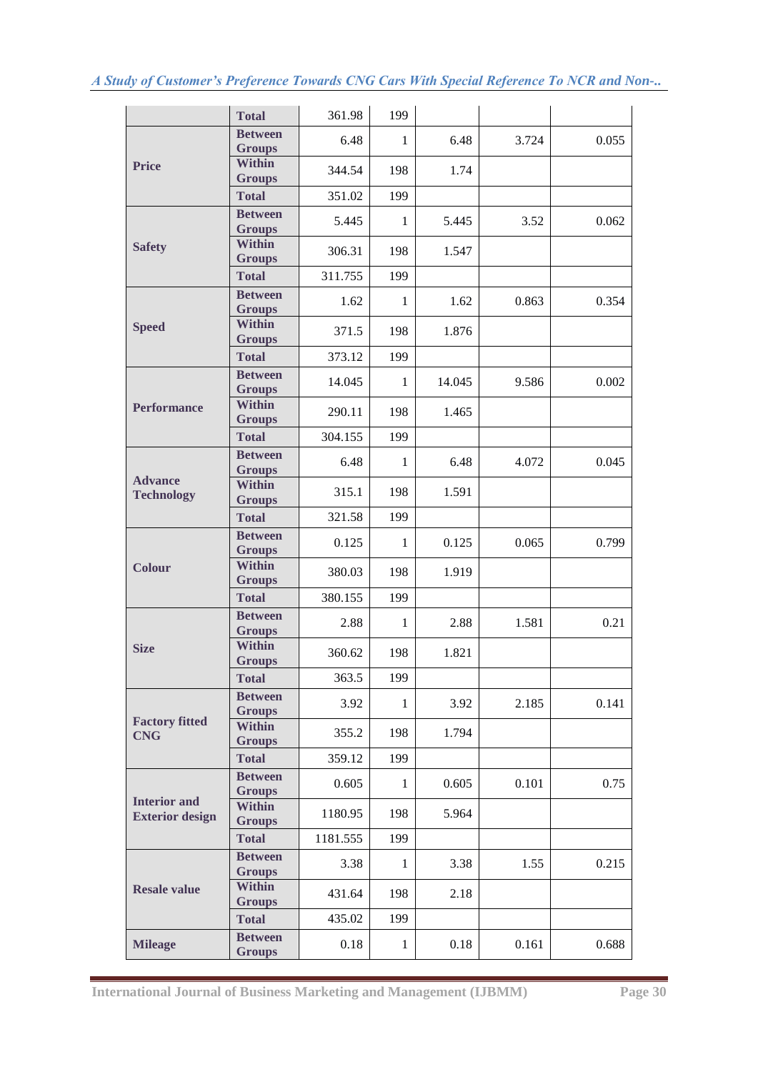| | | | | | | |
|---|---|---|---|---|---|---|
| | **Total** | 361.98 | 199 | | | |
| **Price** | **Between Groups** | 6.48 | 1 | 6.48 | 3.724 | 0.055 |
| | **Within Groups** | 344.54 | 198 | 1.74 | | |
| | **Total** | 351.02 | 199 | | | |
| **Safety** | **Between Groups** | 5.445 | 1 | 5.445 | 3.52 | 0.062 |
| | **Within Groups** | 306.31 | 198 | 1.547 | | |
| | **Total** | 311.755 | 199 | | | |
| **Speed** | **Between Groups** | 1.62 | 1 | 1.62 | 0.863 | 0.354 |
| | **Within Groups** | 371.5 | 198 | 1.876 | | |
| | **Total** | 373.12 | 199 | | | |
| **Performance** | **Between Groups** | 14.045 | 1 | 14.045 | 9.586 | 0.002 |
| | **Within Groups** | 290.11 | 198 | 1.465 | | |
| | **Total** | 304.155 | 199 | | | |
| **Advance Technology** | **Between Groups** | 6.48 | 1 | 6.48 | 4.072 | 0.045 |
| | **Within Groups** | 315.1 | 198 | 1.591 | | |
| | **Total** | 321.58 | 199 | | | |
| **Colour** | **Between Groups** | 0.125 | 1 | 0.125 | 0.065 | 0.799 |
| | **Within Groups** | 380.03 | 198 | 1.919 | | |
| | **Total** | 380.155 | 199 | | | |
| **Size** | **Between Groups** | 2.88 | 1 | 2.88 | 1.581 | 0.21 |
| | **Within Groups** | 360.62 | 198 | 1.821 | | |
| | **Total** | 363.5 | 199 | | | |
| **Factory fitted CNG** | **Between Groups** | 3.92 | 1 | 3.92 | 2.185 | 0.141 |
| | **Within Groups** | 355.2 | 198 | 1.794 | | |
| | **Total** | 359.12 | 199 | | | |
| **Interior and Exterior design** | **Between Groups** | 0.605 | 1 | 0.605 | 0.101 | 0.75 |
| | **Within Groups** | 1180.95 | 198 | 5.964 | | |
| | **Total** | 1181.555 | 199 | | | |
| **Resale value** | **Between Groups** | 3.38 | 1 | 3.38 | 1.55 | 0.215 |
| | **Within Groups** | 431.64 | 198 | 2.18 | | |
| | **Total** | 435.02 | 199 | | | |
| **Mileage** | **Between Groups** | 0.18 | 1 | 0.18 | 0.161 | 0.688 |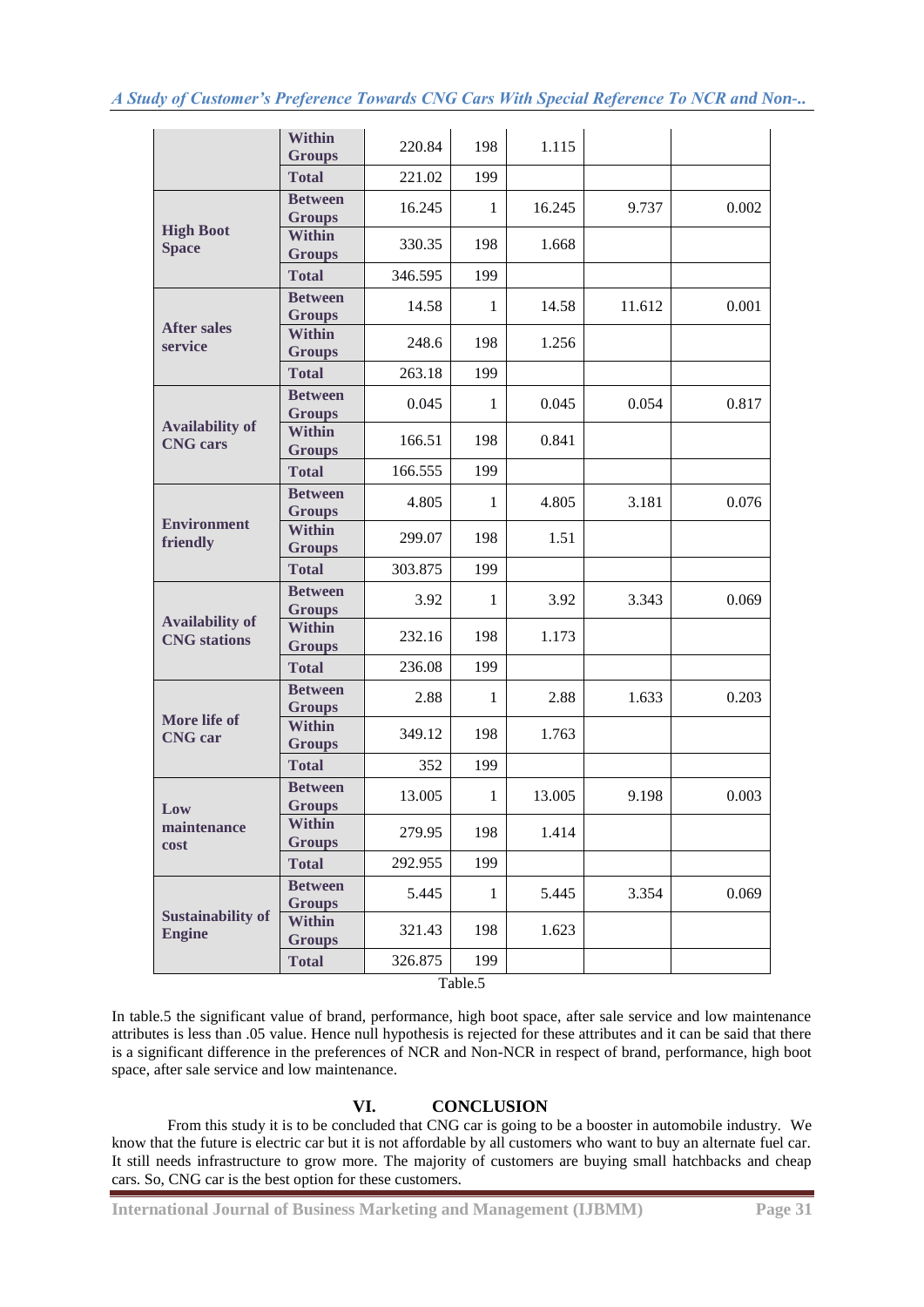| | | | | | | |
|---|---|---|---|---|---|---|
| | Within Groups | 220.84 | 198 | 1.115 | | |
| | Total | 221.02 | 199 | | | |
| High Boot Space | Between Groups | 16.245 | 1 | 16.245 | 9.737 | 0.002 |
| | Within Groups | 330.35 | 198 | 1.668 | | |
| | Total | 346.595 | 199 | | | |
| After sales service | Between Groups | 14.58 | 1 | 14.58 | 11.612 | 0.001 |
| | Within Groups | 248.6 | 198 | 1.256 | | |
| | Total | 263.18 | 199 | | | |
| Availability of CNG cars | Between Groups | 0.045 | 1 | 0.045 | 0.054 | 0.817 |
| | Within Groups | 166.51 | 198 | 0.841 | | |
| | Total | 166.555 | 199 | | | |
| Environment friendly | Between Groups | 4.805 | 1 | 4.805 | 3.181 | 0.076 |
| | Within Groups | 299.07 | 198 | 1.51 | | |
| | Total | 303.875 | 199 | | | |
| Availability of CNG stations | Between Groups | 3.92 | 1 | 3.92 | 3.343 | 0.069 |
| | Within Groups | 232.16 | 198 | 1.173 | | |
| | Total | 236.08 | 199 | | | |
| More life of CNG car | Between Groups | 2.88 | 1 | 2.88 | 1.633 | 0.203 |
| | Within Groups | 349.12 | 198 | 1.763 | | |
| | Total | 352 | 199 | | | |
| Low maintenance cost | Between Groups | 13.005 | 1 | 13.005 | 9.198 | 0.003 |
| | Within Groups | 279.95 | 198 | 1.414 | | |
| | Total | 292.955 | 199 | | | |
| Sustainability of Engine | Between Groups | 5.445 | 1 | 5.445 | 3.354 | 0.069 |
| | Within Groups | 321.43 | 198 | 1.623 | | |
| | Total | 326.875 | 199 | | | |

Table.5

In table.5 the significant value of brand, performance, high boot space, after sale service and low maintenance attributes is less than .05 value. Hence null hypothesis is rejected for these attributes and it can be said that there is a significant difference in the preferences of NCR and Non-NCR in respect of brand, performance, high boot space, after sale service and low maintenance.

## VI. CONCLUSION

From this study it is to be concluded that CNG car is going to be a booster in automobile industry. We know that the future is electric car but it is not affordable by all customers who want to buy an alternate fuel car. It still needs infrastructure to grow more. The majority of customers are buying small hatchbacks and cheap cars. So, CNG car is the best option for these customers.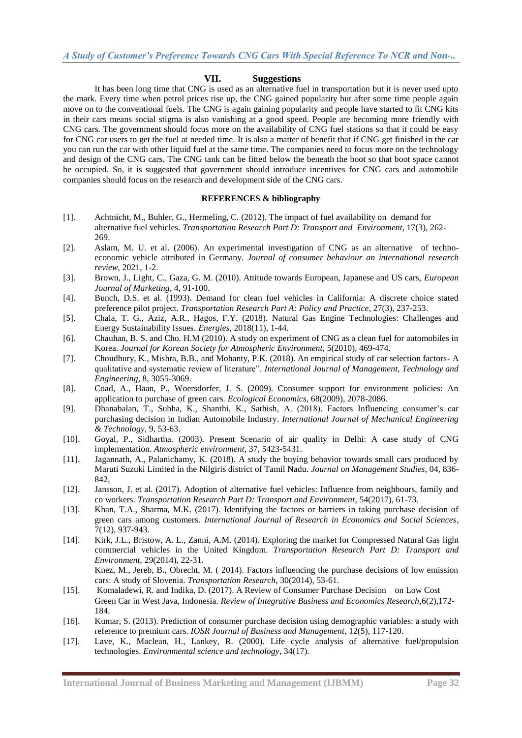## VII. Suggestions

It has been long time that CNG is used as an alternative fuel in transportation but it is never used upto the mark. Every time when petrol prices rise up, the CNG gained popularity but after some time people again move on to the conventional fuels. The CNG is again gaining popularity and people have started to fit CNG kits in their cars means social stigma is also vanishing at a good speed. People are becoming more friendly with CNG cars. The government should focus more on the availability of CNG fuel stations so that it could be easy for CNG car users to get the fuel at needed time. It is also a matter of benefit that if CNG get finished in the car you can run the car with other liquid fuel at the same time. The companies need to focus more on the technology and design of the CNG cars. The CNG tank can be fitted below the beneath the boot so that boot space cannot be occupied. So, it is suggested that government should introduce incentives for CNG cars and automobile companies should focus on the research and development side of the CNG cars.

### REFERENCES & bibliography

[1]. Achtnicht, M., Buhler, G., Hermeling, C. (2012). The impact of fuel availability on demand for alternative fuel vehicles. *Transportation Research Part D: Transport and Environment*, 17(3), 262-269.

[2]. Aslam, M. U. et al. (2006). An experimental investigation of CNG as an alternative of techno-economic vehicle attributed in Germany. *Journal of consumer behaviour an international research review*, 2021, 1-2.

[3]. Brown, J., Light, C., Gaza, G. M. (2010). Attitude towards European, Japanese and US cars, *European Journal of Marketing*, 4, 91-100.

[4]. Bunch, D.S. et al. (1993). Demand for clean fuel vehicles in California: A discrete choice stated preference pilot project. *Transportation Research Part A: Policy and Practice*, 27(3), 237-253.

[5]. Chala, T. G., Aziz, A.R., Hagos, F.Y. (2018). Natural Gas Engine Technologies: Challenges and Energy Sustainability Issues. *Energies*, 2018(11), 1-44.

[6]. Chauhan, B. S. and Cho. H.M (2010). A study on experiment of CNG as a clean fuel for automobiles in Korea. *Journal for Korean Society for Atmospheric Environment*, 5(2010), 469-474.

[7]. Choudhury, K., Mishra, B.B., and Mohanty, P.K. (2018). An empirical study of car selection factors- A qualitative and systematic review of literature". *International Journal of Management, Technology and Engineering*, 8, 3055-3069.

[8]. Coad, A., Haan, P., Woersdorfer, J. S. (2009). Consumer support for environment policies: An application to purchase of green cars. *Ecological Economics*, 68(2009), 2078-2086.

[9]. Dhanabalan, T., Subha, K., Shanthi, K., Sathish, A. (2018). Factors Influencing consumer's car purchasing decision in Indian Automobile Industry. *International Journal of Mechanical Engineering & Technology*, 9, 53-63.

[10]. Goyal, P., Sidhartha. (2003). Present Scenario of air quality in Delhi: A case study of CNG implementation. *Atmospheric environment*, 37, 5423-5431.

[11]. Jagannath, A., Palanichamy, K. (2018). A study the buying behavior towards small cars produced by Maruti Suzuki Limited in the Nilgiris district of Tamil Nadu. *Journal on Management Studies*, 04, 836-842,

[12]. Jansson, J. et al. (2017). Adoption of alternative fuel vehicles: Influence from neighbours, family and co workers. *Transportation Research Part D: Transport and Environment*, 54(2017), 61-73.

[13]. Khan, T.A., Sharma, M.K. (2017). Identifying the factors or barriers in taking purchase decision of green cars among customers. *International Journal of Research in Economics and Social Sciences*, 7(12), 937-943.

[14]. Kirk, J.L., Bristow, A. L., Zanni, A.M. (2014). Exploring the market for Compressed Natural Gas light commercial vehicles in the United Kingdom. *Transportation Research Part D: Transport and Environment*, 29(2014), 22-31.
Knez, M., Jereb, B., Obrecht, M. ( 2014). Factors influencing the purchase decisions of low emission cars: A study of Slovenia. *Transportation Research*, 30(2014), 53-61.

[15]. Komaladewi, R. and Indika, D. (2017). A Review of Consumer Purchase Decision on Low Cost Green Car in West Java, Indonesia. *Review of Integrative Business and Economics Research*, 6(2),172-184.

[16]. Kumar, S. (2013). Prediction of consumer purchase decision using demographic variables: a study with reference to premium cars. *IOSR Journal of Business and Management*, 12(5), 117-120.

[17]. Lave, K., Maclean, H., Lankey, R. (2000). Life cycle analysis of alternative fuel/propulsion technologies. *Environmental science and technology*, 34(17).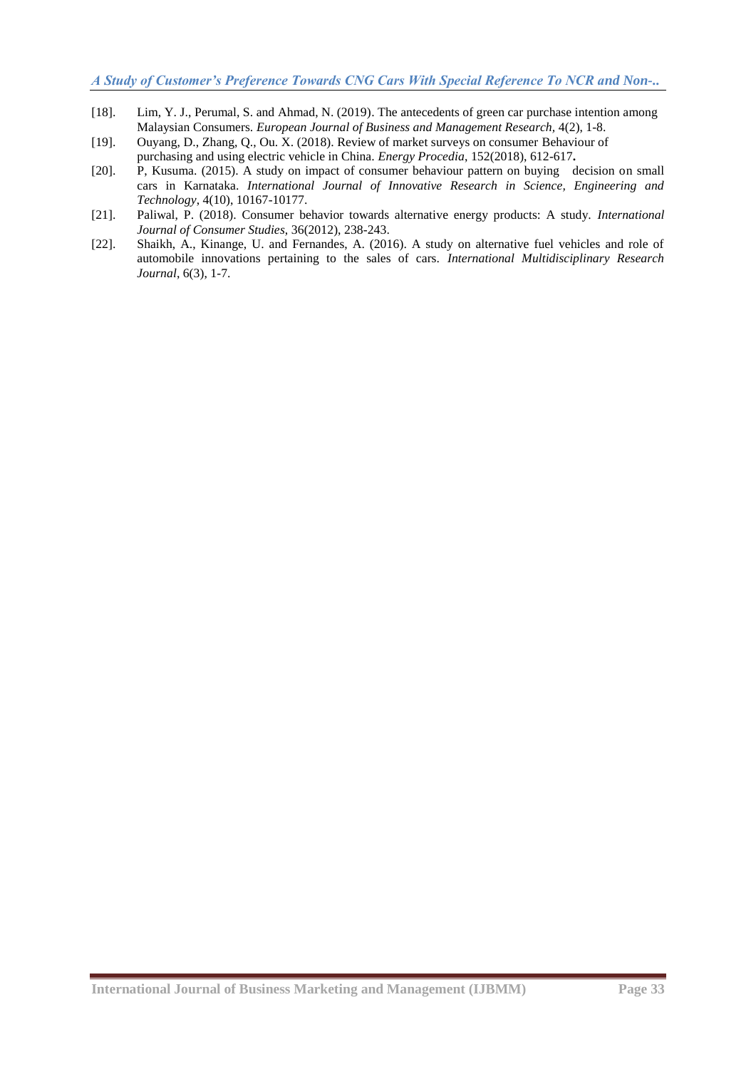[18]. Lim, Y. J., Perumal, S. and Ahmad, N. (2019). The antecedents of green car purchase intention among Malaysian Consumers. *European Journal of Business and Management Research,* 4(2), 1-8.

[19]. Ouyang, D., Zhang, Q., Ou. X. (2018). Review of market surveys on consumer Behaviour of purchasing and using electric vehicle in China. *Energy Procedia*, 152(2018), 612-617**.**

[20]. P, Kusuma. (2015). A study on impact of consumer behaviour pattern on buying decision on small cars in Karnataka. *International Journal of Innovative Research in Science, Engineering and Technology*, 4(10), 10167-10177.

[21]. Paliwal, P. (2018). Consumer behavior towards alternative energy products: A study. *International Journal of Consumer Studies*, 36(2012), 238-243.

[22]. Shaikh, A., Kinange, U. and Fernandes, A. (2016). A study on alternative fuel vehicles and role of automobile innovations pertaining to the sales of cars. *International Multidisciplinary Research Journal*, 6(3), 1-7.